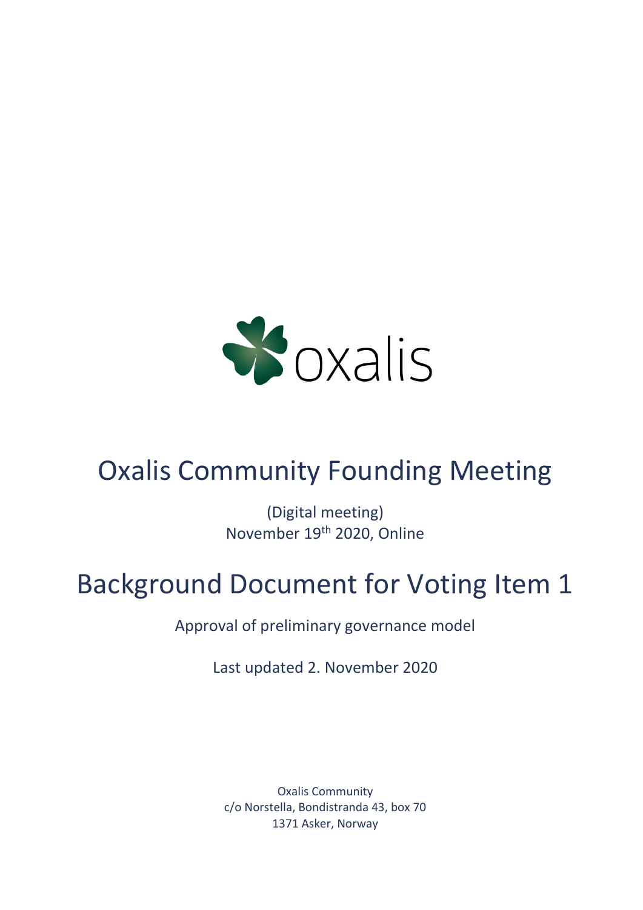oxalis

# Oxalis Community Founding Meeting

(Digital meeting)
November 19th 2020, Online

# Background Document for Voting Item 1

Approval of preliminary governance model

Last updated 2. November 2020

Oxalis Community
c/o Norstella, Bondistranda 43, box 70
1371 Asker, Norway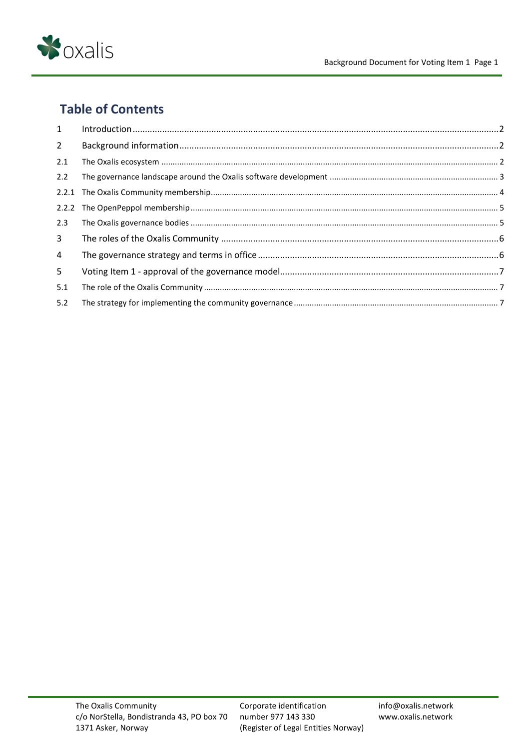## Table of Contents

| | | |
|---|---|---|
| 1 | Introduction | 2 |
| 2 | Background information | 2 |
| 2.1 | The Oxalis ecosystem | 2 |
| 2.2 | The governance landscape around the Oxalis software development | 3 |
| 2.2.1 | The Oxalis Community membership | 4 |
| 2.2.2 | The OpenPeppol membership | 5 |
| 2.3 | The Oxalis governance bodies | 5 |
| 3 | The roles of the Oxalis Community | 6 |
| 4 | The governance strategy and terms in office | 6 |
| 5 | Voting Item 1 - approval of the governance model | 7 |
| 5.1 | The role of the Oxalis Community | 7 |
| 5.2 | The strategy for implementing the community governance | 7 |

The Oxalis Community
c/o NorStella, Bondistranda 43, PO box 70
1371 Asker, Norway

Corporate identification number 977 143 330
(Register of Legal Entities Norway)

info@oxalis.network
www.oxalis.network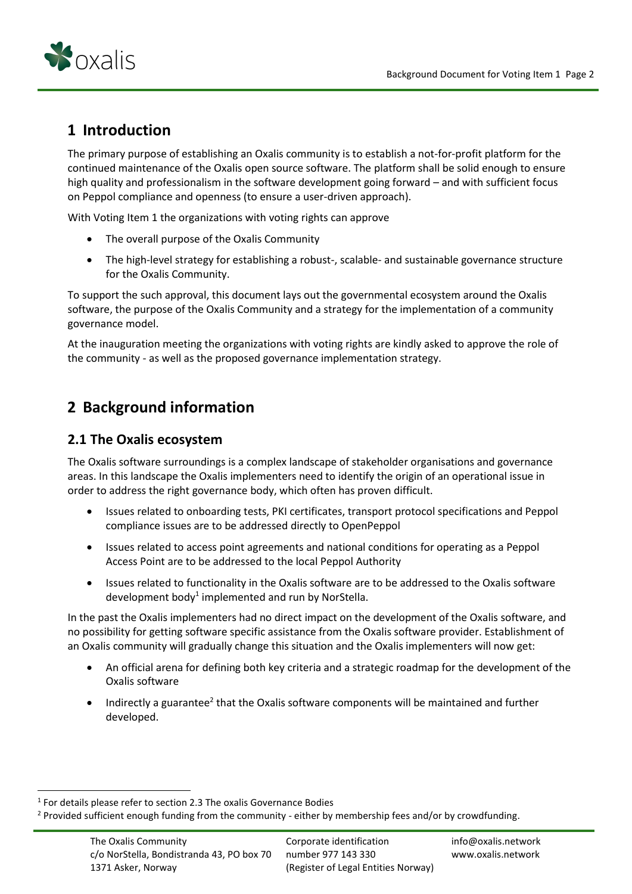# 1 Introduction

The primary purpose of establishing an Oxalis community is to establish a not-for-profit platform for the continued maintenance of the Oxalis open source software. The platform shall be solid enough to ensure high quality and professionalism in the software development going forward – and with sufficient focus on Peppol compliance and openness (to ensure a user-driven approach).

With Voting Item 1 the organizations with voting rights can approve

- The overall purpose of the Oxalis Community
- The high-level strategy for establishing a robust-, scalable- and sustainable governance structure for the Oxalis Community.

To support the such approval, this document lays out the governmental ecosystem around the Oxalis software, the purpose of the Oxalis Community and a strategy for the implementation of a community governance model.

At the inauguration meeting the organizations with voting rights are kindly asked to approve the role of the community - as well as the proposed governance implementation strategy.

# 2 Background information

## 2.1 The Oxalis ecosystem

The Oxalis software surroundings is a complex landscape of stakeholder organisations and governance areas. In this landscape the Oxalis implementers need to identify the origin of an operational issue in order to address the right governance body, which often has proven difficult.

- Issues related to onboarding tests, PKI certificates, transport protocol specifications and Peppol compliance issues are to be addressed directly to OpenPeppol
- Issues related to access point agreements and national conditions for operating as a Peppol Access Point are to be addressed to the local Peppol Authority
- Issues related to functionality in the Oxalis software are to be addressed to the Oxalis software development body[1] implemented and run by NorStella.

In the past the Oxalis implementers had no direct impact on the development of the Oxalis software, and no possibility for getting software specific assistance from the Oxalis software provider. Establishment of an Oxalis community will gradually change this situation and the Oxalis implementers will now get:

- An official arena for defining both key criteria and a strategic roadmap for the development of the Oxalis software
- Indirectly a guarantee[2] that the Oxalis software components will be maintained and further developed.

[1] For details please refer to section 2.3 The oxalis Governance Bodies

[2] Provided sufficient enough funding from the community - either by membership fees and/or by crowdfunding.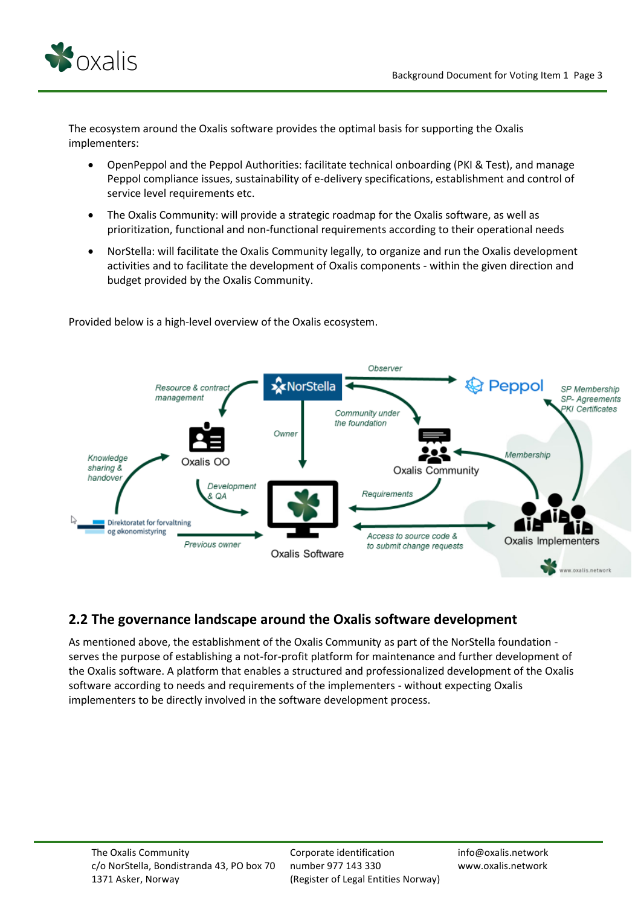The ecosystem around the Oxalis software provides the optimal basis for supporting the Oxalis implementers:

- OpenPeppol and the Peppol Authorities: facilitate technical onboarding (PKI & Test), and manage Peppol compliance issues, sustainability of e-delivery specifications, establishment and control of service level requirements etc.
- The Oxalis Community: will provide a strategic roadmap for the Oxalis software, as well as prioritization, functional and non-functional requirements according to their operational needs
- NorStella: will facilitate the Oxalis Community legally, to organize and run the Oxalis development activities and to facilitate the development of Oxalis components - within the given direction and budget provided by the Oxalis Community.

Provided below is a high-level overview of the Oxalis ecosystem.

## 2.2 The governance landscape around the Oxalis software development

As mentioned above, the establishment of the Oxalis Community as part of the NorStella foundation - serves the purpose of establishing a not-for-profit platform for maintenance and further development of the Oxalis software. A platform that enables a structured and professionalized development of the Oxalis software according to needs and requirements of the implementers - without expecting Oxalis implementers to be directly involved in the software development process.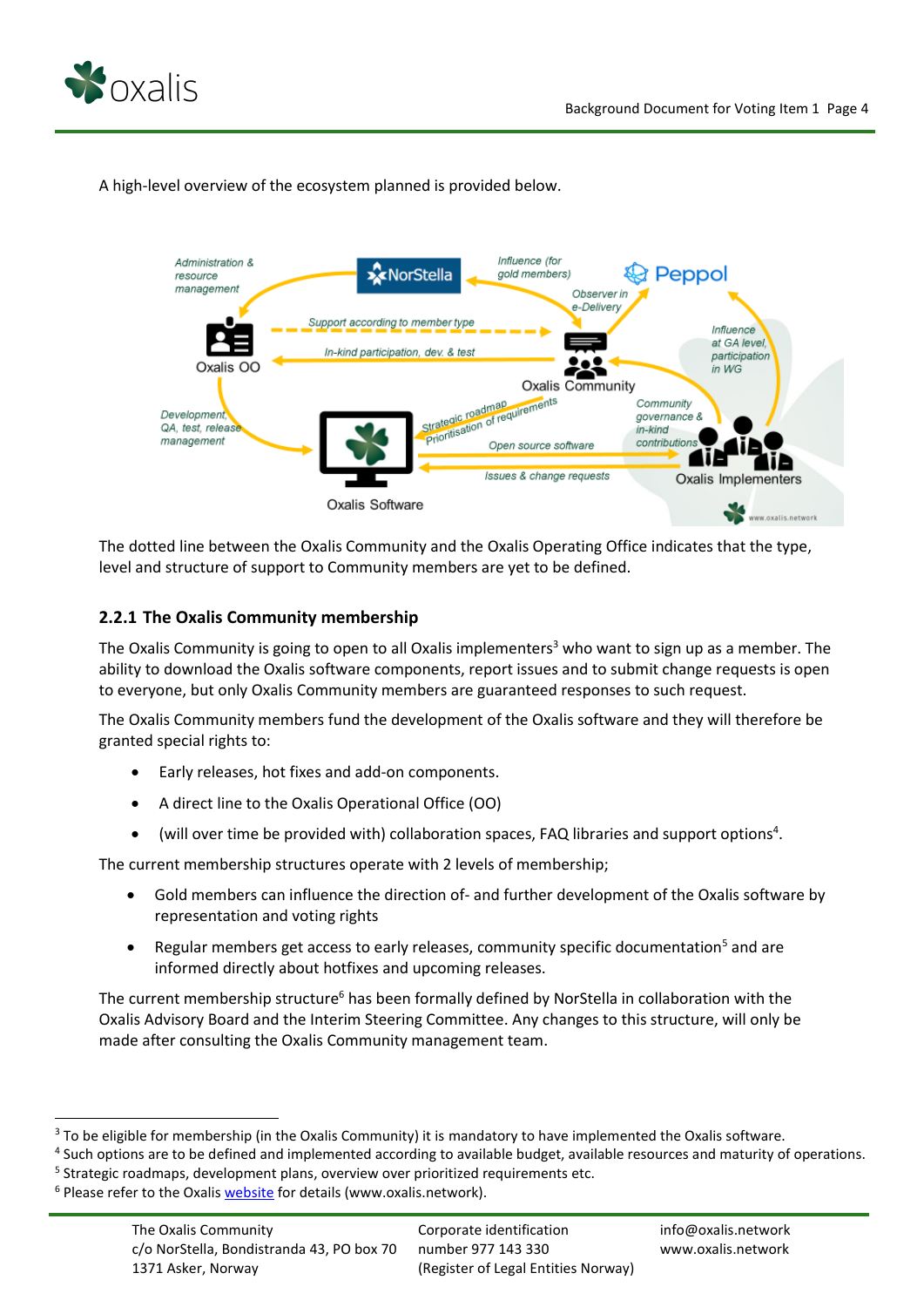A high-level overview of the ecosystem planned is provided below.

The dotted line between the Oxalis Community and the Oxalis Operating Office indicates that the type, level and structure of support to Community members are yet to be defined.

### 2.2.1 The Oxalis Community membership

The Oxalis Community is going to open to all Oxalis implementers[3] who want to sign up as a member. The ability to download the Oxalis software components, report issues and to submit change requests is open to everyone, but only Oxalis Community members are guaranteed responses to such request.

The Oxalis Community members fund the development of the Oxalis software and they will therefore be granted special rights to:

- Early releases, hot fixes and add-on components.
- A direct line to the Oxalis Operational Office (OO)
- (will over time be provided with) collaboration spaces, FAQ libraries and support options[4].

The current membership structures operate with 2 levels of membership;

- Gold members can influence the direction of- and further development of the Oxalis software by representation and voting rights
- Regular members get access to early releases, community specific documentation[5] and are informed directly about hotfixes and upcoming releases.

The current membership structure[6] has been formally defined by NorStella in collaboration with the Oxalis Advisory Board and the Interim Steering Committee. Any changes to this structure, will only be made after consulting the Oxalis Community management team.

---

[3] To be eligible for membership (in the Oxalis Community) it is mandatory to have implemented the Oxalis software.

[4] Such options are to be defined and implemented according to available budget, available resources and maturity of operations.

[5] Strategic roadmaps, development plans, overview over prioritized requirements etc.

[6] Please refer to the Oxalis website for details (www.oxalis.network).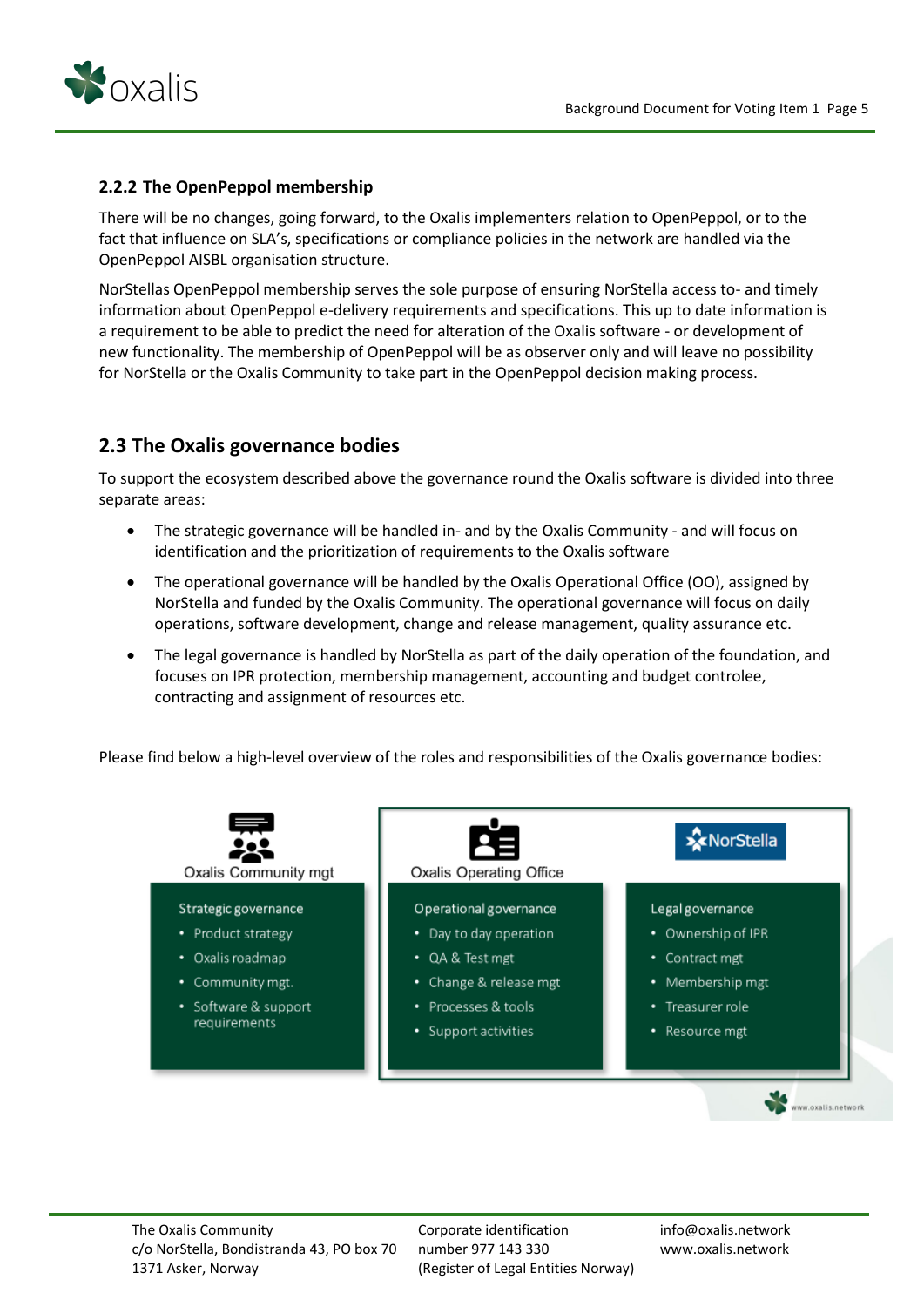### 2.2.2 The OpenPeppol membership

There will be no changes, going forward, to the Oxalis implementers relation to OpenPeppol, or to the fact that influence on SLA's, specifications or compliance policies in the network are handled via the OpenPeppol AISBL organisation structure.

NorStellas OpenPeppol membership serves the sole purpose of ensuring NorStella access to- and timely information about OpenPeppol e-delivery requirements and specifications. This up to date information is a requirement to be able to predict the need for alteration of the Oxalis software - or development of new functionality. The membership of OpenPeppol will be as observer only and will leave no possibility for NorStella or the Oxalis Community to take part in the OpenPeppol decision making process.

## 2.3 The Oxalis governance bodies

To support the ecosystem described above the governance round the Oxalis software is divided into three separate areas:

- The strategic governance will be handled in- and by the Oxalis Community - and will focus on identification and the prioritization of requirements to the Oxalis software
- The operational governance will be handled by the Oxalis Operational Office (OO), assigned by NorStella and funded by the Oxalis Community. The operational governance will focus on daily operations, software development, change and release management, quality assurance etc.
- The legal governance is handled by NorStella as part of the daily operation of the foundation, and focuses on IPR protection, membership management, accounting and budget controlee, contracting and assignment of resources etc.

Please find below a high-level overview of the roles and responsibilities of the Oxalis governance bodies:

| Oxalis Community mgt | Oxalis Operating Office | NorStella |
| --- | --- | --- |
| **Strategic governance** | **Operational governance** | **Legal governance** |
| • Product strategy<br>• Oxalis roadmap<br>• Community mgt.<br>• Software & support requirements | • Day to day operation<br>• QA & Test mgt<br>• Change & release mgt<br>• Processes & tools<br>• Support activities | • Ownership of IPR<br>• Contract mgt<br>• Membership mgt<br>• Treasurer role<br>• Resource mgt |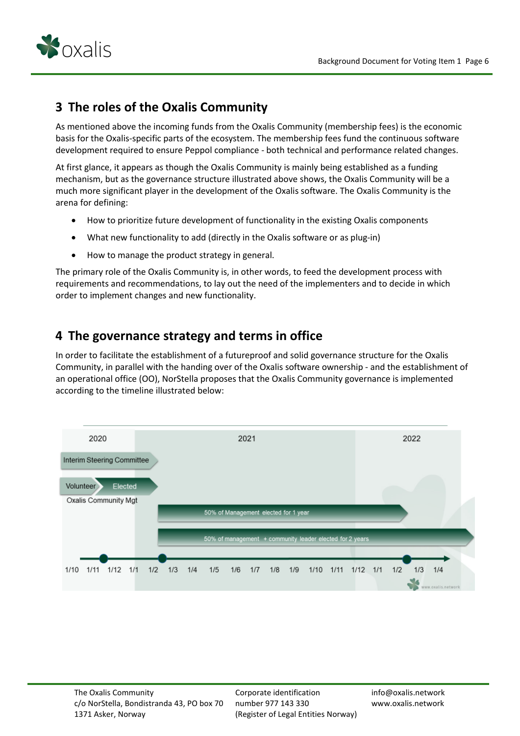## 3 The roles of the Oxalis Community

As mentioned above the incoming funds from the Oxalis Community (membership fees) is the economic basis for the Oxalis-specific parts of the ecosystem. The membership fees fund the continuous software development required to ensure Peppol compliance - both technical and performance related changes.

At first glance, it appears as though the Oxalis Community is mainly being established as a funding mechanism, but as the governance structure illustrated above shows, the Oxalis Community will be a much more significant player in the development of the Oxalis software. The Oxalis Community is the arena for defining:

- How to prioritize future development of functionality in the existing Oxalis components
- What new functionality to add (directly in the Oxalis software or as plug-in)
- How to manage the product strategy in general.

The primary role of the Oxalis Community is, in other words, to feed the development process with requirements and recommendations, to lay out the need of the implementers and to decide in which order to implement changes and new functionality.

## 4 The governance strategy and terms in office

In order to facilitate the establishment of a futureproof and solid governance structure for the Oxalis Community, in parallel with the handing over of the Oxalis software ownership - and the establishment of an operational office (OO), NorStella proposes that the Oxalis Community governance is implemented according to the timeline illustrated below:

2020 | 2021 | 2022

Interim Steering Committee

Volunteer → Elected

Oxalis Community Mgt

50% of Management elected for 1 year

50% of management + community leader elected for 2 years

1/10 1/11 1/12 1/1 1/2 1/3 1/4 1/5 1/6 1/7 1/8 1/9 1/10 1/11 1/12 1/1 1/2 1/3 1/4

www.oxalis.network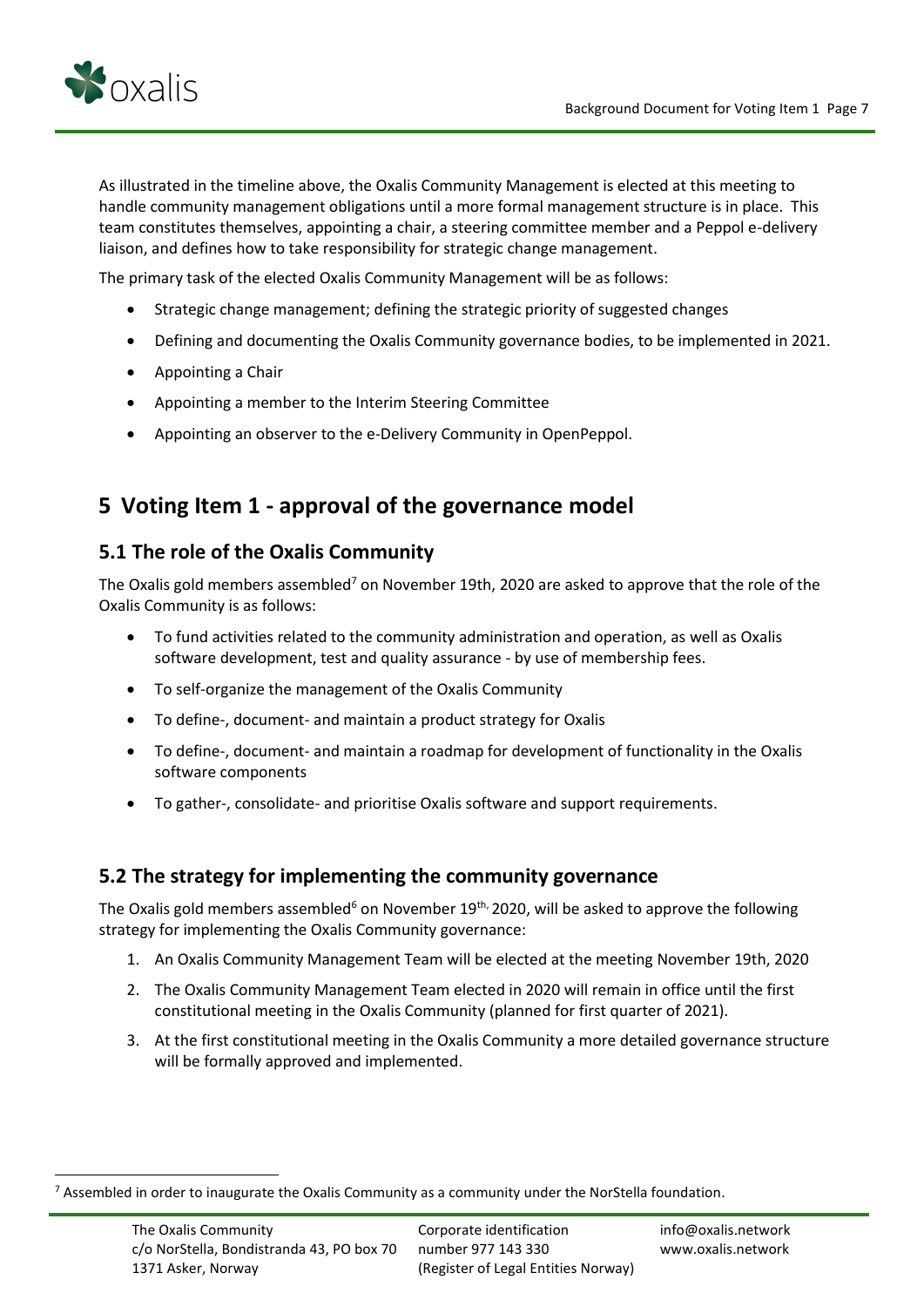As illustrated in the timeline above, the Oxalis Community Management is elected at this meeting to handle community management obligations until a more formal management structure is in place. This team constitutes themselves, appointing a chair, a steering committee member and a Peppol e-delivery liaison, and defines how to take responsibility for strategic change management.

The primary task of the elected Oxalis Community Management will be as follows:

- Strategic change management; defining the strategic priority of suggested changes
- Defining and documenting the Oxalis Community governance bodies, to be implemented in 2021.
- Appointing a Chair
- Appointing a member to the Interim Steering Committee
- Appointing an observer to the e-Delivery Community in OpenPeppol.

# 5 Voting Item 1 - approval of the governance model

## 5.1 The role of the Oxalis Community

The Oxalis gold members assembled[7] on November 19th, 2020 are asked to approve that the role of the Oxalis Community is as follows:

- To fund activities related to the community administration and operation, as well as Oxalis software development, test and quality assurance - by use of membership fees.
- To self-organize the management of the Oxalis Community
- To define-, document- and maintain a product strategy for Oxalis
- To define-, document- and maintain a roadmap for development of functionality in the Oxalis software components
- To gather-, consolidate- and prioritise Oxalis software and support requirements.

## 5.2 The strategy for implementing the community governance

The Oxalis gold members assembled[6] on November 19th, 2020, will be asked to approve the following strategy for implementing the Oxalis Community governance:

1. An Oxalis Community Management Team will be elected at the meeting November 19th, 2020
2. The Oxalis Community Management Team elected in 2020 will remain in office until the first constitutional meeting in the Oxalis Community (planned for first quarter of 2021).
3. At the first constitutional meeting in the Oxalis Community a more detailed governance structure will be formally approved and implemented.

[7] Assembled in order to inaugurate the Oxalis Community as a community under the NorStella foundation.